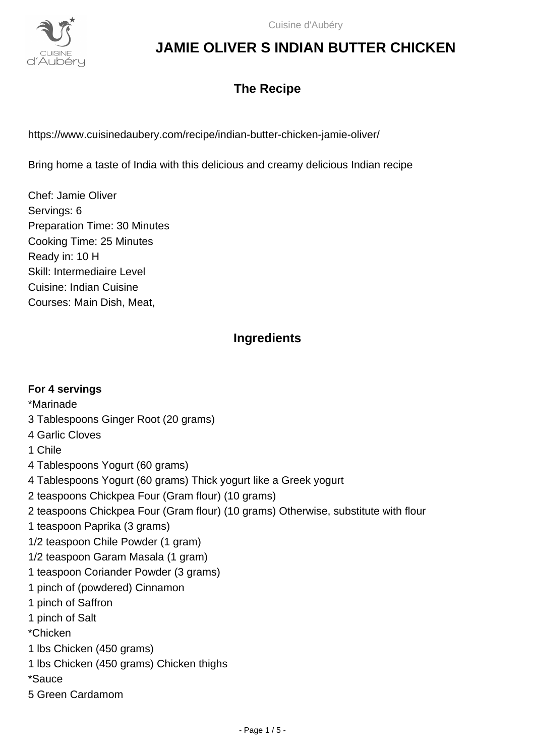# JAMIE OLIVER S INDIAN BUTTER CHICKEN

## The Recipe

https://www.cuisinedaubery.com/recipe/indian-butter-chicken-jamie-oliver/

Bring home a taste of India with this delicious and creamy delicious Indian recipe

Chef: Jamie Oliver
Servings: 6
Preparation Time: 30 Minutes
Cooking Time: 25 Minutes
Ready in: 10 H
Skill: Intermediaire Level
Cuisine: Indian Cuisine
Courses: Main Dish, Meat,

## Ingredients

**For 4 servings**
*Marinade
3 Tablespoons Ginger Root (20 grams)
4 Garlic Cloves
1 Chile
4 Tablespoons Yogurt (60 grams)
4 Tablespoons Yogurt (60 grams) Thick yogurt like a Greek yogurt
2 teaspoons Chickpea Four (Gram flour) (10 grams)
2 teaspoons Chickpea Four (Gram flour) (10 grams) Otherwise, substitute with flour
1 teaspoon Paprika (3 grams)
1/2 teaspoon Chile Powder (1 gram)
1/2 teaspoon Garam Masala (1 gram)
1 teaspoon Coriander Powder (3 grams)
1 pinch of (powdered) Cinnamon
1 pinch of Saffron
1 pinch of Salt
*Chicken
1 lbs Chicken (450 grams)
1 lbs Chicken (450 grams) Chicken thighs
*Sauce
5 Green Cardamom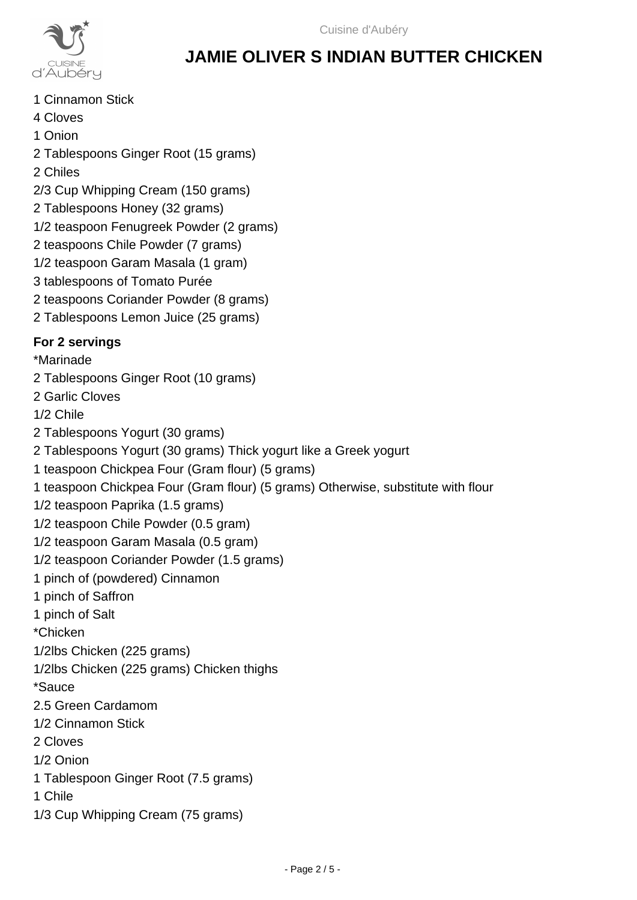# JAMIE OLIVER S INDIAN BUTTER CHICKEN

1 Cinnamon Stick
4 Cloves
1 Onion
2 Tablespoons Ginger Root (15 grams)
2 Chiles
2/3 Cup Whipping Cream (150 grams)
2 Tablespoons Honey (32 grams)
1/2 teaspoon Fenugreek Powder (2 grams)
2 teaspoons Chile Powder (7 grams)
1/2 teaspoon Garam Masala (1 gram)
3 tablespoons of Tomato Purée
2 teaspoons Coriander Powder (8 grams)
2 Tablespoons Lemon Juice (25 grams)

**For 2 servings**

*Marinade
2 Tablespoons Ginger Root (10 grams)
2 Garlic Cloves
1/2 Chile
2 Tablespoons Yogurt (30 grams)
2 Tablespoons Yogurt (30 grams) Thick yogurt like a Greek yogurt
1 teaspoon Chickpea Four (Gram flour) (5 grams)
1 teaspoon Chickpea Four (Gram flour) (5 grams) Otherwise, substitute with flour
1/2 teaspoon Paprika (1.5 grams)
1/2 teaspoon Chile Powder (0.5 gram)
1/2 teaspoon Garam Masala (0.5 gram)
1/2 teaspoon Coriander Powder (1.5 grams)
1 pinch of (powdered) Cinnamon
1 pinch of Saffron
1 pinch of Salt
*Chicken
1/2lbs Chicken (225 grams)
1/2lbs Chicken (225 grams) Chicken thighs
*Sauce
2.5 Green Cardamom
1/2 Cinnamon Stick
2 Cloves
1/2 Onion
1 Tablespoon Ginger Root (7.5 grams)
1 Chile
1/3 Cup Whipping Cream (75 grams)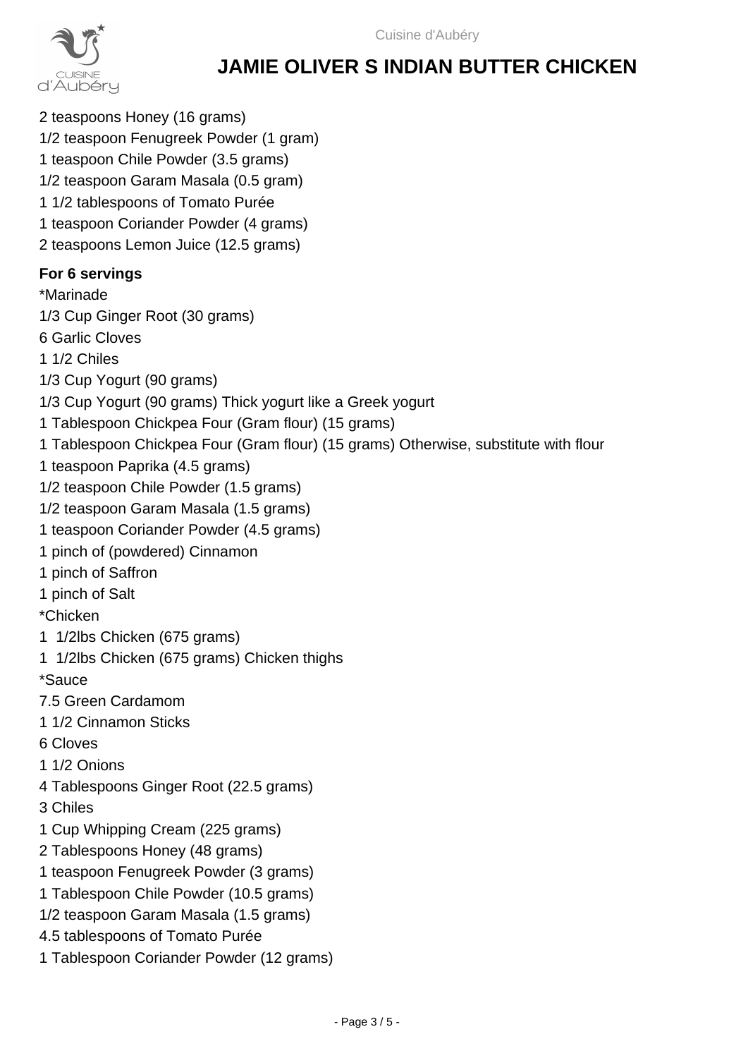# JAMIE OLIVER S INDIAN BUTTER CHICKEN

2 teaspoons Honey (16 grams)
1/2 teaspoon Fenugreek Powder (1 gram)
1 teaspoon Chile Powder (3.5 grams)
1/2 teaspoon Garam Masala (0.5 gram)
1 1/2 tablespoons of Tomato Purée
1 teaspoon Coriander Powder (4 grams)
2 teaspoons Lemon Juice (12.5 grams)

**For 6 servings**

*Marinade
1/3 Cup Ginger Root (30 grams)
6 Garlic Cloves
1 1/2 Chiles
1/3 Cup Yogurt (90 grams)
1/3 Cup Yogurt (90 grams) Thick yogurt like a Greek yogurt
1 Tablespoon Chickpea Four (Gram flour) (15 grams)
1 Tablespoon Chickpea Four (Gram flour) (15 grams) Otherwise, substitute with flour
1 teaspoon Paprika (4.5 grams)
1/2 teaspoon Chile Powder (1.5 grams)
1/2 teaspoon Garam Masala (1.5 grams)
1 teaspoon Coriander Powder (4.5 grams)
1 pinch of (powdered) Cinnamon
1 pinch of Saffron
1 pinch of Salt
*Chicken
1 1/2lbs Chicken (675 grams)
1 1/2lbs Chicken (675 grams) Chicken thighs
*Sauce
7.5 Green Cardamom
1 1/2 Cinnamon Sticks
6 Cloves
1 1/2 Onions
4 Tablespoons Ginger Root (22.5 grams)
3 Chiles
1 Cup Whipping Cream (225 grams)
2 Tablespoons Honey (48 grams)
1 teaspoon Fenugreek Powder (3 grams)
1 Tablespoon Chile Powder (10.5 grams)
1/2 teaspoon Garam Masala (1.5 grams)
4.5 tablespoons of Tomato Purée
1 Tablespoon Coriander Powder (12 grams)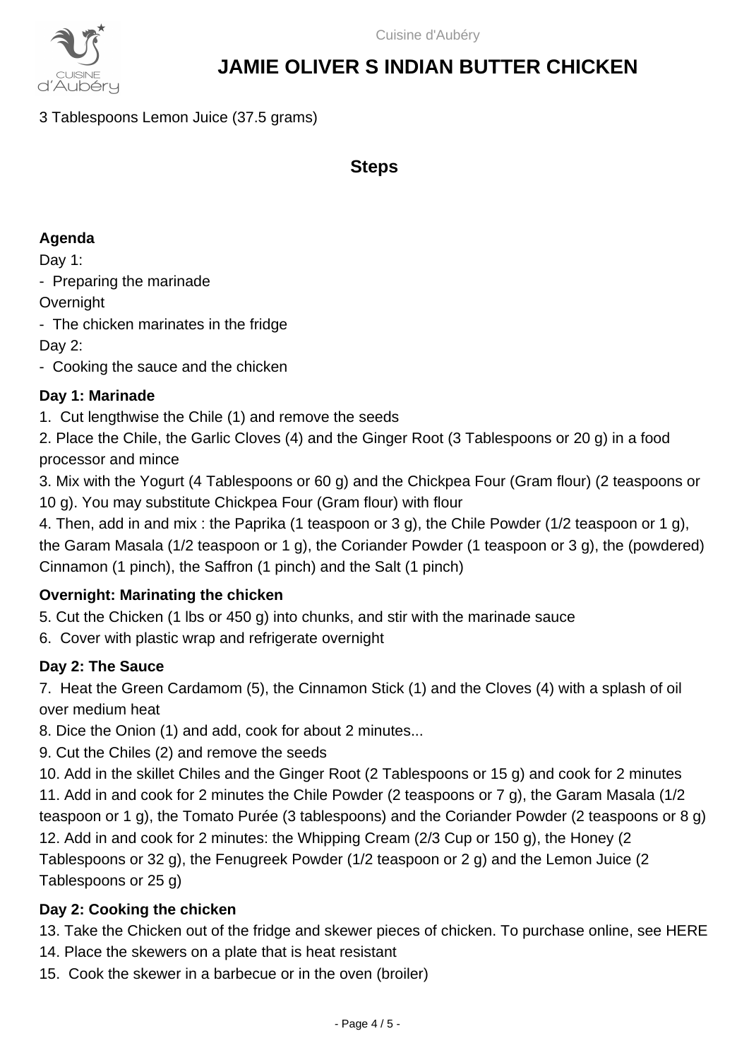3 Tablespoons Lemon Juice (37.5 grams)

## Steps

### Agenda

Day 1:

- Preparing the marinade

Overnight

- The chicken marinates in the fridge

Day 2:

- Cooking the sauce and the chicken

### Day 1: Marinade

1. Cut lengthwise the Chile (1) and remove the seeds
2. Place the Chile, the Garlic Cloves (4) and the Ginger Root (3 Tablespoons or 20 g) in a food processor and mince
3. Mix with the Yogurt (4 Tablespoons or 60 g) and the Chickpea Four (Gram flour) (2 teaspoons or 10 g). You may substitute Chickpea Four (Gram flour) with flour
4. Then, add in and mix : the Paprika (1 teaspoon or 3 g), the Chile Powder (1/2 teaspoon or 1 g), the Garam Masala (1/2 teaspoon or 1 g), the Coriander Powder (1 teaspoon or 3 g), the (powdered) Cinnamon (1 pinch), the Saffron (1 pinch) and the Salt (1 pinch)

### Overnight: Marinating the chicken

5. Cut the Chicken (1 lbs or 450 g) into chunks, and stir with the marinade sauce
6. Cover with plastic wrap and refrigerate overnight

### Day 2: The Sauce

7. Heat the Green Cardamom (5), the Cinnamon Stick (1) and the Cloves (4) with a splash of oil over medium heat
8. Dice the Onion (1) and add, cook for about 2 minutes...
9. Cut the Chiles (2) and remove the seeds
10. Add in the skillet Chiles and the Ginger Root (2 Tablespoons or 15 g) and cook for 2 minutes
11. Add in and cook for 2 minutes the Chile Powder (2 teaspoons or 7 g), the Garam Masala (1/2 teaspoon or 1 g), the Tomato Purée (3 tablespoons) and the Coriander Powder (2 teaspoons or 8 g)
12. Add in and cook for 2 minutes: the Whipping Cream (2/3 Cup or 150 g), the Honey (2 Tablespoons or 32 g), the Fenugreek Powder (1/2 teaspoon or 2 g) and the Lemon Juice (2 Tablespoons or 25 g)

### Day 2: Cooking the chicken

13. Take the Chicken out of the fridge and skewer pieces of chicken. To purchase online, see HERE
14. Place the skewers on a plate that is heat resistant
15. Cook the skewer in a barbecue or in the oven (broiler)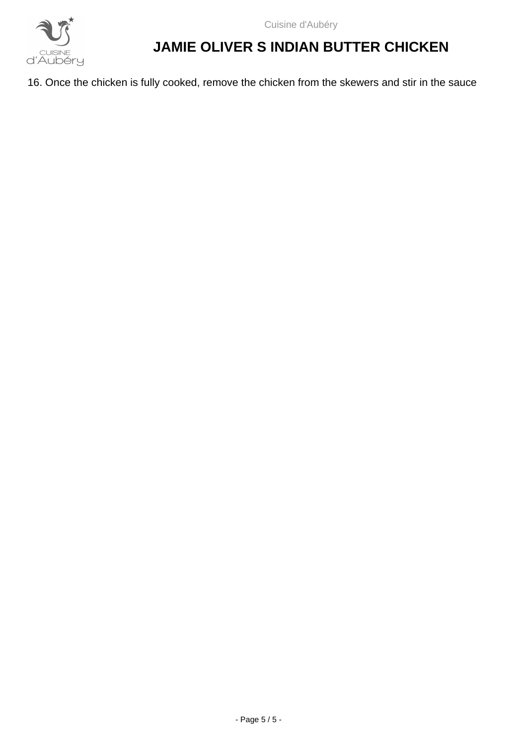16. Once the chicken is fully cooked, remove the chicken from the skewers and stir in the sauce